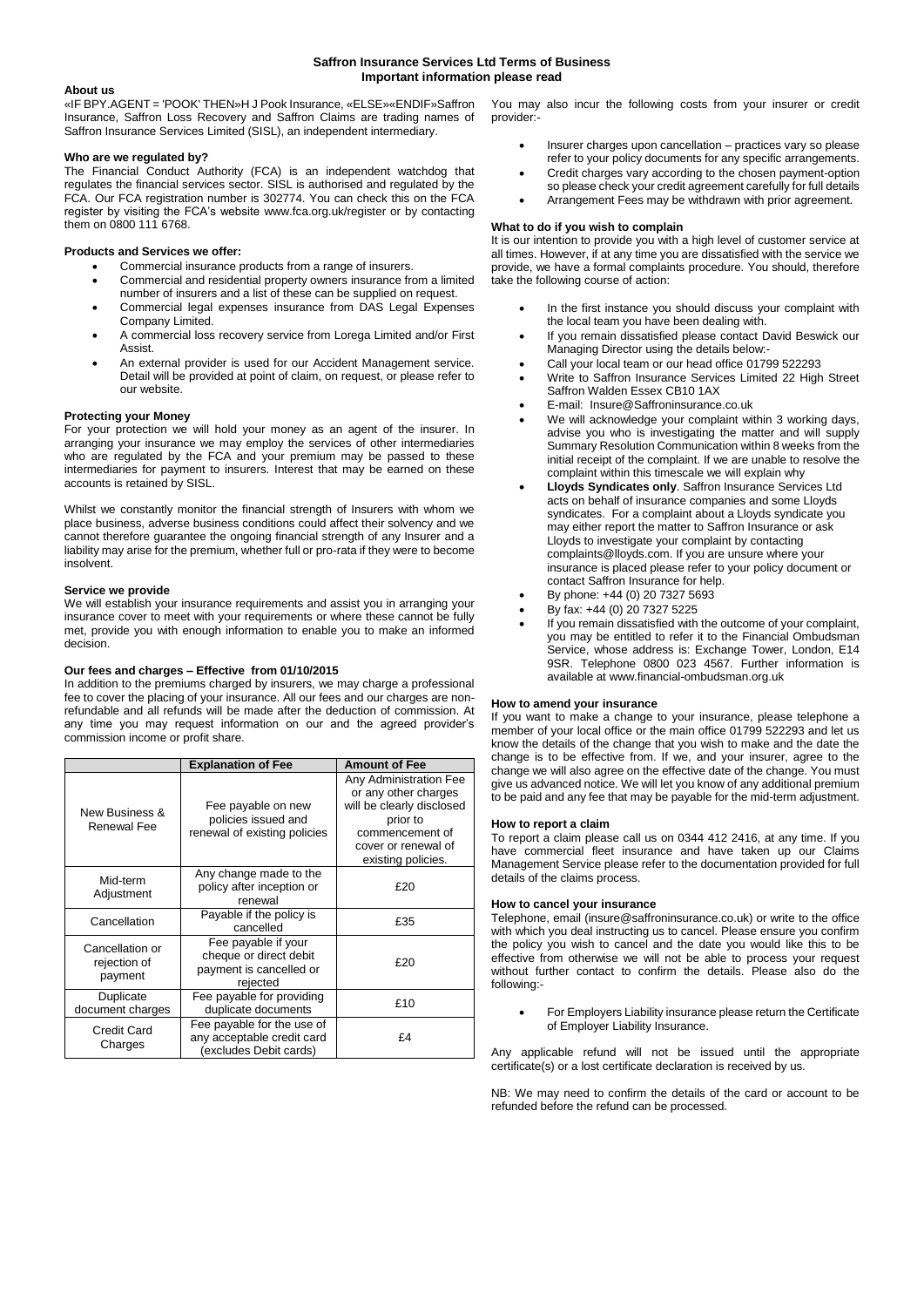# Saffron Insurance Services Ltd Terms of Business

**Important information please read**

## About us

«IF BPY.AGENT = 'POOK' THEN»H J Pook Insurance, «ELSE»«ENDIF»Saffron Insurance, Saffron Loss Recovery and Saffron Claims are trading names of Saffron Insurance Services Limited (SISL), an independent intermediary.

## Who are we regulated by?

The Financial Conduct Authority (FCA) is an independent watchdog that regulates the financial services sector. SISL is authorised and regulated by the FCA. Our FCA registration number is 302774. You can check this on the FCA register by visiting the FCA's website www.fca.org.uk/register or by contacting them on 0800 111 6768.

## Products and Services we offer:

- Commercial insurance products from a range of insurers.
- Commercial and residential property owners insurance from a limited number of insurers and a list of these can be supplied on request.
- Commercial legal expenses insurance from DAS Legal Expenses Company Limited.
- A commercial loss recovery service from Lorega Limited and/or First Assist.
- An external provider is used for our Accident Management service. Detail will be provided at point of claim, on request, or please refer to our website.

## Protecting your Money

For your protection we will hold your money as an agent of the insurer. In arranging your insurance we may employ the services of other intermediaries who are regulated by the FCA and your premium may be passed to these intermediaries for payment to insurers. Interest that may be earned on these accounts is retained by SISL.

Whilst we constantly monitor the financial strength of Insurers with whom we place business, adverse business conditions could affect their solvency and we cannot therefore guarantee the ongoing financial strength of any Insurer and a liability may arise for the premium, whether full or pro-rata if they were to become insolvent.

## Service we provide

We will establish your insurance requirements and assist you in arranging your insurance cover to meet with your requirements or where these cannot be fully met, provide you with enough information to enable you to make an informed decision.

## Our fees and charges – Effective from 01/10/2015

In addition to the premiums charged by insurers, we may charge a professional fee to cover the placing of your insurance. All our fees and our charges are non-refundable and all refunds will be made after the deduction of commission. At any time you may request information on our and the agreed provider's commission income or profit share.

| | Explanation of Fee | Amount of Fee |
|---|---|---|
| New Business & Renewal Fee | Fee payable on new policies issued and renewal of existing policies | Any Administration Fee or any other charges will be clearly disclosed prior to commencement of cover or renewal of existing policies. |
| Mid-term Adjustment | Any change made to the policy after inception or renewal | £20 |
| Cancellation | Payable if the policy is cancelled | £35 |
| Cancellation or rejection of payment | Fee payable if your cheque or direct debit payment is cancelled or rejected | £20 |
| Duplicate document charges | Fee payable for providing duplicate documents | £10 |
| Credit Card Charges | Fee payable for the use of any acceptable credit card (excludes Debit cards) | £4 |

You may also incur the following costs from your insurer or credit provider:-

- Insurer charges upon cancellation – practices vary so please refer to your policy documents for any specific arrangements.
- Credit charges vary according to the chosen payment-option so please check your credit agreement carefully for full details
- Arrangement Fees may be withdrawn with prior agreement.

## What to do if you wish to complain

It is our intention to provide you with a high level of customer service at all times. However, if at any time you are dissatisfied with the service we provide, we have a formal complaints procedure. You should, therefore take the following course of action:

- In the first instance you should discuss your complaint with the local team you have been dealing with.
- If you remain dissatisfied please contact David Beswick our Managing Director using the details below:-
- Call your local team or our head office 01799 522293
- Write to Saffron Insurance Services Limited 22 High Street Saffron Walden Essex CB10 1AX
- E-mail: Insure@Saffroninsurance.co.uk
- We will acknowledge your complaint within 3 working days, advise you who is investigating the matter and will supply Summary Resolution Communication within 8 weeks from the initial receipt of the complaint. If we are unable to resolve the complaint within this timescale we will explain why
- **Lloyds Syndicates only**. Saffron Insurance Services Ltd acts on behalf of insurance companies and some Lloyds syndicates. For a complaint about a Lloyds syndicate you may either report the matter to Saffron Insurance or ask Lloyds to investigate your complaint by contacting complaints@lloyds.com. If you are unsure where your insurance is placed please refer to your policy document or contact Saffron Insurance for help.
- By phone: +44 (0) 20 7327 5693
- By fax: +44 (0) 20 7327 5225
- If you remain dissatisfied with the outcome of your complaint, you may be entitled to refer it to the Financial Ombudsman Service, whose address is: Exchange Tower, London, E14 9SR. Telephone 0800 023 4567. Further information is available at www.financial-ombudsman.org.uk

## How to amend your insurance

If you want to make a change to your insurance, please telephone a member of your local office or the main office 01799 522293 and let us know the details of the change that you wish to make and the date the change is to be effective from. If we, and your insurer, agree to the change we will also agree on the effective date of the change. You must give us advanced notice. We will let you know of any additional premium to be paid and any fee that may be payable for the mid-term adjustment.

## How to report a claim

To report a claim please call us on 0344 412 2416, at any time. If you have commercial fleet insurance and have taken up our Claims Management Service please refer to the documentation provided for full details of the claims process.

## How to cancel your insurance

Telephone, email (insure@saffroninsurance.co.uk) or write to the office with which you deal instructing us to cancel. Please ensure you confirm the policy you wish to cancel and the date you would like this to be effective from otherwise we will not be able to process your request without further contact to confirm the details. Please also do the following:-

- For Employers Liability insurance please return the Certificate of Employer Liability Insurance.

Any applicable refund will not be issued until the appropriate certificate(s) or a lost certificate declaration is received by us.

NB: We may need to confirm the details of the card or account to be refunded before the refund can be processed.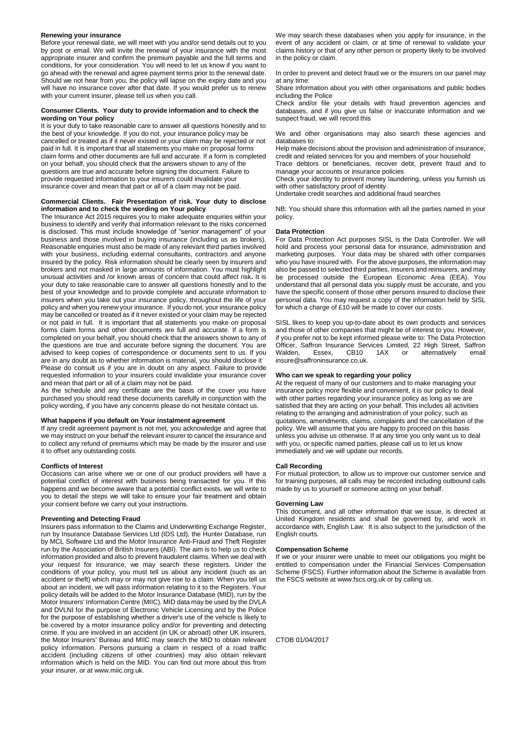### Renewing your insurance

Before your renewal date, we will meet with you and/or send details out to you by post or email. We will invite the renewal of your insurance with the most appropriate insurer and confirm the premium payable and the full terms and conditions, for your consideration. You will need to let us know if you want to go ahead with the renewal and agree payment terms prior to the renewal date. Should we not hear from you, the policy will lapse on the expiry date and you will have no insurance cover after that date. If you would prefer us to renew with your current insurer, please tell us when you call.

### Consumer Clients. Your duty to provide information and to check the wording on Your policy

It is your duty to take reasonable care to answer all questions honestly and to the best of your knowledge. If you do not, your insurance policy may be cancelled or treated as if it never existed or your claim may be rejected or not paid in full. It is important that all statements you make on proposal forms claim forms and other documents are full and accurate. If a form is completed on your behalf, you should check that the answers shown to any of the questions are true and accurate before signing the document. Failure to provide requested information to your insurers could invalidate your insurance cover and mean that part or all of a claim may not be paid.

### Commercial Clients. Fair Presentation of risk. Your duty to disclose information and to check the wording on Your policy

The Insurance Act 2015 requires you to make adequate enquiries within your business to identify and verify that information relevant to the risks concerned is disclosed. This must include knowledge of "senior management" of your business and those involved in buying insurance (including us as brokers). Reasonable enquiries must also be made of any relevant third parties involved with your business, including external consultants, contractors and anyone insured by the policy. Risk information should be clearly seen by insurers and brokers and not masked in large amounts of information. You must highlight unusual activities and /or known areas of concern that could affect risk**.** It is your duty to take reasonable care to answer all questions honestly and to the best of your knowledge and to provide complete and accurate information to insurers when you take out your insurance policy, throughout the life of your policy and when you renew your insurance. If you do not, your insurance policy may be cancelled or treated as if it never existed or your claim may be rejected or not paid in full. It is important that all statements you make on proposal forms claim forms and other documents are full and accurate. If a form is completed on your behalf, you should check that the answers shown to any of the questions are true and accurate before signing the document. You are advised to keep copies of correspondence or documents sent to us. If you are in any doubt as to whether information is material, you should disclose it

Please do consult us if you are in doubt on any aspect. Failure to provide requested information to your insurers could invalidate your insurance cover and mean that part or all of a claim may not be paid.

As the schedule and any certificate are the basis of the cover you have purchased you should read these documents carefully in conjunction with the policy wording, if you have any concerns please do not hesitate contact us.

### What happens if you default on Your instalment agreement

If any credit agreement payment is not met, you acknowledge and agree that we may instruct on your behalf the relevant insurer to cancel the insurance and to collect any refund of premiums which may be made by the insurer and use it to offset any outstanding costs.

### Conflicts of Interest

Occasions can arise where we or one of our product providers will have a potential conflict of interest with business being transacted for you. If this happens and we become aware that a potential conflict exists, we will write to you to detail the steps we will take to ensure your fair treatment and obtain your consent before we carry out your instructions.

### Preventing and Detecting Fraud

Insurers pass information to the Claims and Underwriting Exchange Register, run by Insurance Database Services Ltd (IDS Ltd), the Hunter Database, run by MCL Software Ltd and the Motor Insurance Anti-Fraud and Theft Register run by the Association of British Insurers (ABI). The aim is to help us to check information provided and also to prevent fraudulent claims. When we deal with your request for insurance, we may search these registers. Under the conditions of your policy, you must tell us about any incident (such as an accident or theft) which may or may not give rise to a claim. When you tell us about an incident, we will pass information relating to it to the Registers. Your policy details will be added to the Motor Insurance Database (MID), run by the Motor Insurers' Information Centre (MIIC). MID data may be used by the DVLA and DVLNI for the purpose of Electronic Vehicle Licensing and by the Police for the purpose of establishing whether a driver's use of the vehicle is likely to be covered by a motor insurance policy and/or for preventing and detecting crime. If you are involved in an accident (in UK or abroad) other UK insurers, the Motor Insurers' Bureau and MIIC may search the MID to obtain relevant policy information. Persons pursuing a claim in respect of a road traffic accident (including citizens of other countries) may also obtain relevant information which is held on the MID. You can find out more about this from your insurer, or at www.miic.org.uk.

We may search these databases when you apply for insurance, in the event of any accident or claim, or at time of renewal to validate your claims history or that of any other person or property likely to be involved in the policy or claim.

In order to prevent and detect fraud we or the insurers on our panel may at any time:

Share information about you with other organisations and public bodies including the Police

Check and/or file your details with fraud prevention agencies and databases, and if you give us false or inaccurate information and we suspect fraud, we will record this

We and other organisations may also search these agencies and databases to:

Help make decisions about the provision and administration of insurance, credit and related services for you and members of your household

Trace debtors or beneficiaries, recover debt, prevent fraud and to manage your accounts or insurance policies

Check your identity to prevent money laundering, unless you furnish us with other satisfactory proof of identity

Undertake credit searches and additional fraud searches

NB: You should share this information with all the parties named in your policy.

### Data Protection

For Data Protection Act purposes SISL is the Data Controller. We will hold and process your personal data for insurance, administration and marketing purposes. Your data may be shared with other companies who you have insured with. For the above purposes, the information may also be passed to selected third parties, insurers and reinsurers, and may be processed outside the European Economic Area (EEA). You understand that all personal data you supply must be accurate, and you have the specific consent of those other persons insured to disclose their personal data. You may request a copy of the information held by SISL for which a charge of £10 will be made to cover our costs.

SISL likes to keep you up-to-date about its own products and services and those of other companies that might be of interest to you. However, if you prefer not to be kept informed please write to: The Data Protection Officer, Saffron Insurance Services Limited, 22 High Street, Saffron Walden, Essex, CB10 1AX or alternatively email insure@saffroninsurance.co.uk.

### Who can we speak to regarding your policy

At the request of many of our customers and to make managing your insurance policy more flexible and convenient, it is our policy to deal with other parties regarding your insurance policy as long as we are satisfied that they are acting on your behalf. This includes all activities relating to the arranging and administration of your policy, such as quotations, amendments, claims, complaints and the cancellation of the policy. We will assume that you are happy to proceed on this basis unless you advise us otherwise. If at any time you only want us to deal with you, or specific named parties, please call us to let us know immediately and we will update our records.

### Call Recording

For mutual protection, to allow us to improve our customer service and for training purposes, all calls may be recorded including outbound calls made by us to yourself or someone acting on your behalf.

### Governing Law

This document, and all other information that we issue, is directed at United Kingdom residents and shall be governed by, and work in accordance with, English Law. It is also subject to the jurisdiction of the English courts.

### Compensation Scheme

If we or your insurer were unable to meet our obligations you might be entitled to compensation under the Financial Services Compensation Scheme (FSCS). Further information about the Scheme is available from the FSCS website at www.fscs.org.uk or by calling us.

CTOB 01/04/2017